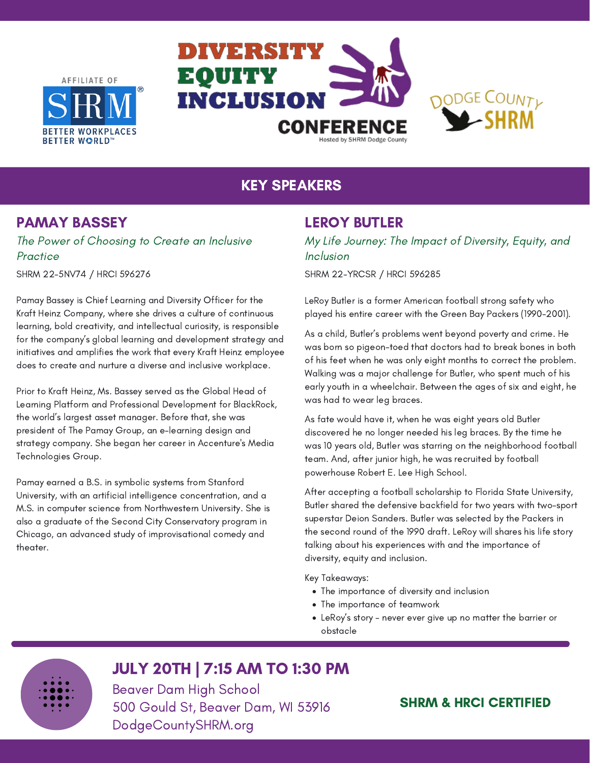AFFILIATE OF SHRM — BETTER WORKPLACES BETTER WORLD™

# DIVERSITY EQUITY INCLUSION CONFERENCE

Hosted by SHRM Dodge County

DODGE COUNTY SHRM

## KEY SPEAKERS

### PAMAY BASSEY

*The Power of Choosing to Create an Inclusive Practice*

SHRM 22-5NV74 / HRCI 596276

Pamay Bassey is Chief Learning and Diversity Officer for the Kraft Heinz Company, where she drives a culture of continuous learning, bold creativity, and intellectual curiosity, is responsible for the company's global learning and development strategy and initiatives and amplifies the work that every Kraft Heinz employee does to create and nurture a diverse and inclusive workplace.

Prior to Kraft Heinz, Ms. Bassey served as the Global Head of Learning Platform and Professional Development for BlackRock, the world's largest asset manager. Before that, she was president of The Pamay Group, an e-learning design and strategy company. She began her career in Accenture's Media Technologies Group.

Pamay earned a B.S. in symbolic systems from Stanford University, with an artificial intelligence concentration, and a M.S. in computer science from Northwestern University. She is also a graduate of the Second City Conservatory program in Chicago, an advanced study of improvisational comedy and theater.

### LEROY BUTLER

*My Life Journey: The Impact of Diversity, Equity, and Inclusion*

SHRM 22-YRCSR / HRCI 596285

LeRoy Butler is a former American football strong safety who played his entire career with the Green Bay Packers (1990-2001).

As a child, Butler's problems went beyond poverty and crime. He was born so pigeon-toed that doctors had to break bones in both of his feet when he was only eight months to correct the problem. Walking was a major challenge for Butler, who spent much of his early youth in a wheelchair. Between the ages of six and eight, he was had to wear leg braces.

As fate would have it, when he was eight years old Butler discovered he no longer needed his leg braces. By the time he was 10 years old, Butler was starring on the neighborhood football team. And, after junior high, he was recruited by football powerhouse Robert E. Lee High School.

After accepting a football scholarship to Florida State University, Butler shared the defensive backfield for two years with two-sport superstar Deion Sanders. Butler was selected by the Packers in the second round of the 1990 draft. LeRoy will shares his life story talking about his experiences with and the importance of diversity, equity and inclusion.

Key Takeaways:

- The importance of diversity and inclusion
- The importance of teamwork
- LeRoy's story - never ever give up no matter the barrier or obstacle

## JULY 20TH | 7:15 AM TO 1:30 PM

Beaver Dam High School
500 Gould St, Beaver Dam, WI 53916
DodgeCountySHRM.org

**SHRM & HRCI CERTIFIED**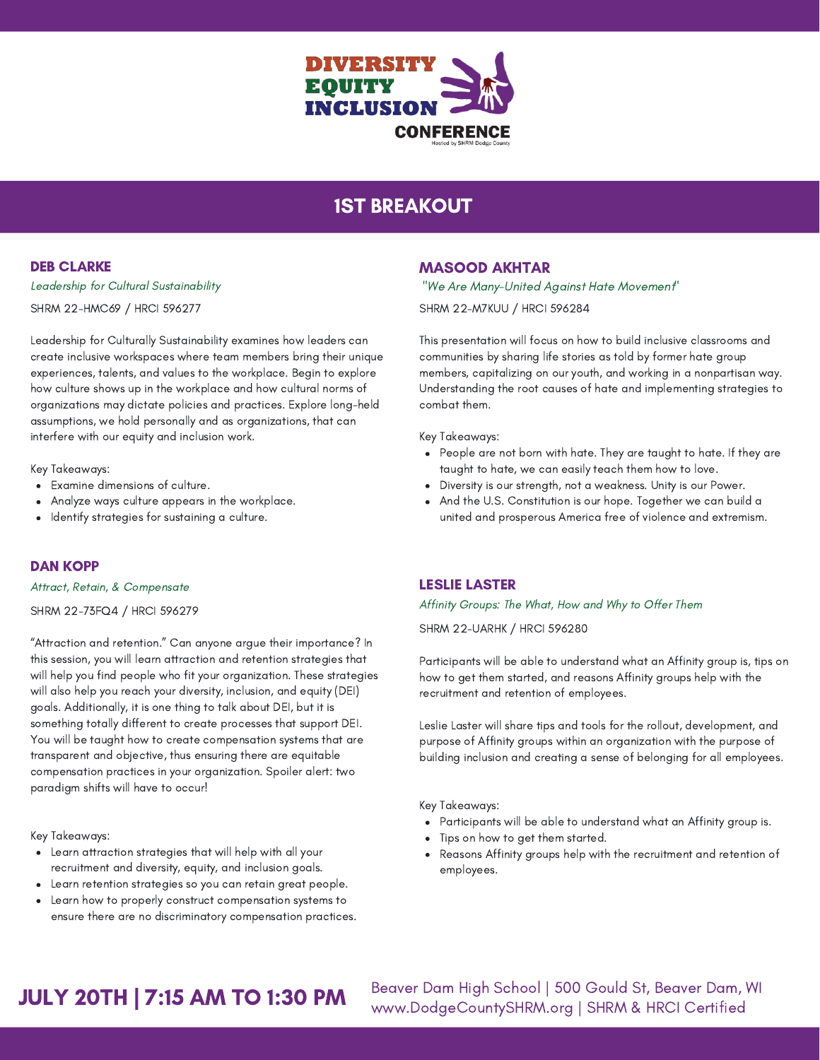DIVERSITY EQUITY INCLUSION CONFERENCE

Hosted by SHRM Dodge County

# 1ST BREAKOUT

## DEB CLARKE

*Leadership for Cultural Sustainability*

SHRM 22-HMC69 / HRCI 596277

Leadership for Culturally Sustainability examines how leaders can create inclusive workspaces where team members bring their unique experiences, talents, and values to the workplace. Begin to explore how culture shows up in the workplace and how cultural norms of organizations may dictate policies and practices. Explore long-held assumptions, we hold personally and as organizations, that can interfere with our equity and inclusion work.

Key Takeaways:

- Examine dimensions of culture.
- Analyze ways culture appears in the workplace.
- Identify strategies for sustaining a culture.

## DAN KOPP

*Attract, Retain, & Compensate*

SHRM 22-73FQ4 / HRCI 596279

"Attraction and retention." Can anyone argue their importance? In this session, you will learn attraction and retention strategies that will help you find people who fit your organization. These strategies will also help you reach your diversity, inclusion, and equity (DEI) goals. Additionally, it is one thing to talk about DEI, but it is something totally different to create processes that support DEI. You will be taught how to create compensation systems that are transparent and objective, thus ensuring there are equitable compensation practices in your organization. Spoiler alert: two paradigm shifts will have to occur!

Key Takeaways:

- Learn attraction strategies that will help with all your recruitment and diversity, equity, and inclusion goals.
- Learn retention strategies so you can retain great people.
- Learn how to properly construct compensation systems to ensure there are no discriminatory compensation practices.

## MASOOD AKHTAR

*"We Are Many-United Against Hate Movement"*

SHRM 22-M7KUU / HRCI 596284

This presentation will focus on how to build inclusive classrooms and communities by sharing life stories as told by former hate group members, capitalizing on our youth, and working in a nonpartisan way. Understanding the root causes of hate and implementing strategies to combat them.

Key Takeaways:

- People are not born with hate. They are taught to hate. If they are taught to hate, we can easily teach them how to love.
- Diversity is our strength, not a weakness. Unity is our Power.
- And the U.S. Constitution is our hope. Together we can build a united and prosperous America free of violence and extremism.

## LESLIE LASTER

*Affinity Groups: The What, How and Why to Offer Them*

SHRM 22-UARHK / HRCI 596280

Participants will be able to understand what an Affinity group is, tips on how to get them started, and reasons Affinity groups help with the recruitment and retention of employees.

Leslie Laster will share tips and tools for the rollout, development, and purpose of Affinity groups within an organization with the purpose of building inclusion and creating a sense of belonging for all employees.

Key Takeaways:

- Participants will be able to understand what an Affinity group is.
- Tips on how to get them started.
- Reasons Affinity groups help with the recruitment and retention of employees.

**JULY 20TH | 7:15 AM TO 1:30 PM**

Beaver Dam High School | 500 Gould St, Beaver Dam, WI
www.DodgeCountySHRM.org | SHRM & HRCI Certified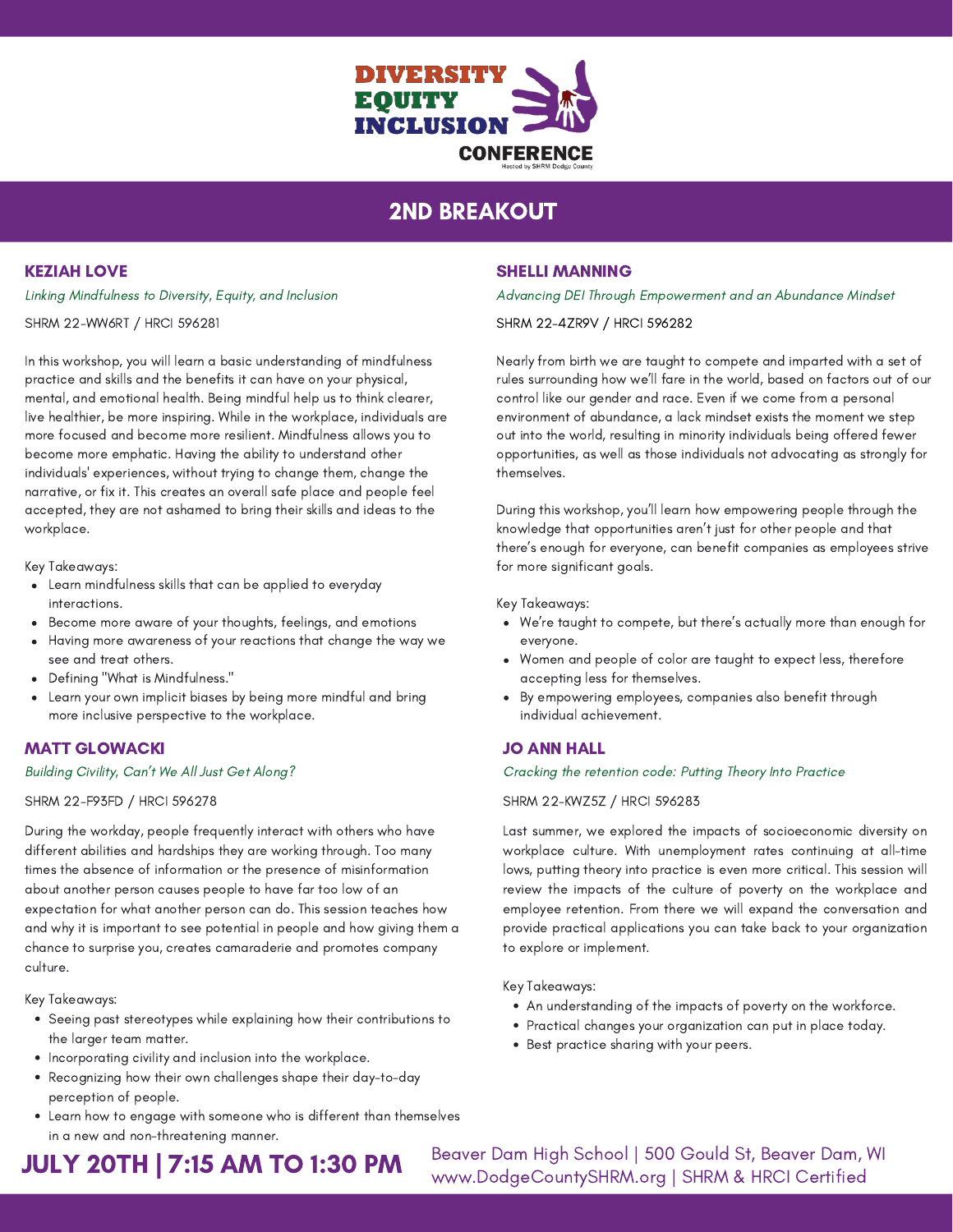# DIVERSITY EQUITY INCLUSION CONFERENCE

Hosted by SHRM Dodge County

## 2ND BREAKOUT

### KEZIAH LOVE

*Linking Mindfulness to Diversity, Equity, and Inclusion*

SHRM 22-WW6RT / HRCI 596281

In this workshop, you will learn a basic understanding of mindfulness practice and skills and the benefits it can have on your physical, mental, and emotional health. Being mindful help us to think clearer, live healthier, be more inspiring. While in the workplace, individuals are more focused and become more resilient. Mindfulness allows you to become more emphatic. Having the ability to understand other individuals' experiences, without trying to change them, change the narrative, or fix it. This creates an overall safe place and people feel accepted, they are not ashamed to bring their skills and ideas to the workplace.

Key Takeaways:

- Learn mindfulness skills that can be applied to everyday interactions.
- Become more aware of your thoughts, feelings, and emotions
- Having more awareness of your reactions that change the way we see and treat others.
- Defining "What is Mindfulness."
- Learn your own implicit biases by being more mindful and bring more inclusive perspective to the workplace.

### MATT GLOWACKI

*Building Civility, Can't We All Just Get Along?*

SHRM 22-F93FD / HRCI 596278

During the workday, people frequently interact with others who have different abilities and hardships they are working through. Too many times the absence of information or the presence of misinformation about another person causes people to have far too low of an expectation for what another person can do. This session teaches how and why it is important to see potential in people and how giving them a chance to surprise you, creates camaraderie and promotes company culture.

Key Takeaways:

- Seeing past stereotypes while explaining how their contributions to the larger team matter.
- Incorporating civility and inclusion into the workplace.
- Recognizing how their own challenges shape their day-to-day perception of people.
- Learn how to engage with someone who is different than themselves in a new and non-threatening manner.

### SHELLI MANNING

*Advancing DEI Through Empowerment and an Abundance Mindset*

SHRM 22-4ZR9V / HRCI 596282

Nearly from birth we are taught to compete and imparted with a set of rules surrounding how we'll fare in the world, based on factors out of our control like our gender and race. Even if we come from a personal environment of abundance, a lack mindset exists the moment we step out into the world, resulting in minority individuals being offered fewer opportunities, as well as those individuals not advocating as strongly for themselves.

During this workshop, you'll learn how empowering people through the knowledge that opportunities aren't just for other people and that there's enough for everyone, can benefit companies as employees strive for more significant goals.

Key Takeaways:

- We're taught to compete, but there's actually more than enough for everyone.
- Women and people of color are taught to expect less, therefore accepting less for themselves.
- By empowering employees, companies also benefit through individual achievement.

### JO ANN HALL

*Cracking the retention code: Putting Theory Into Practice*

SHRM 22-KWZ5Z / HRCI 596283

Last summer, we explored the impacts of socioeconomic diversity on workplace culture. With unemployment rates continuing at all-time lows, putting theory into practice is even more critical. This session will review the impacts of the culture of poverty on the workplace and employee retention. From there we will expand the conversation and provide practical applications you can take back to your organization to explore or implement.

Key Takeaways:

- An understanding of the impacts of poverty on the workforce.
- Practical changes your organization can put in place today.
- Best practice sharing with your peers.

**JULY 20TH | 7:15 AM TO 1:30 PM**

Beaver Dam High School | 500 Gould St, Beaver Dam, WI
www.DodgeCountySHRM.org | SHRM & HRCI Certified